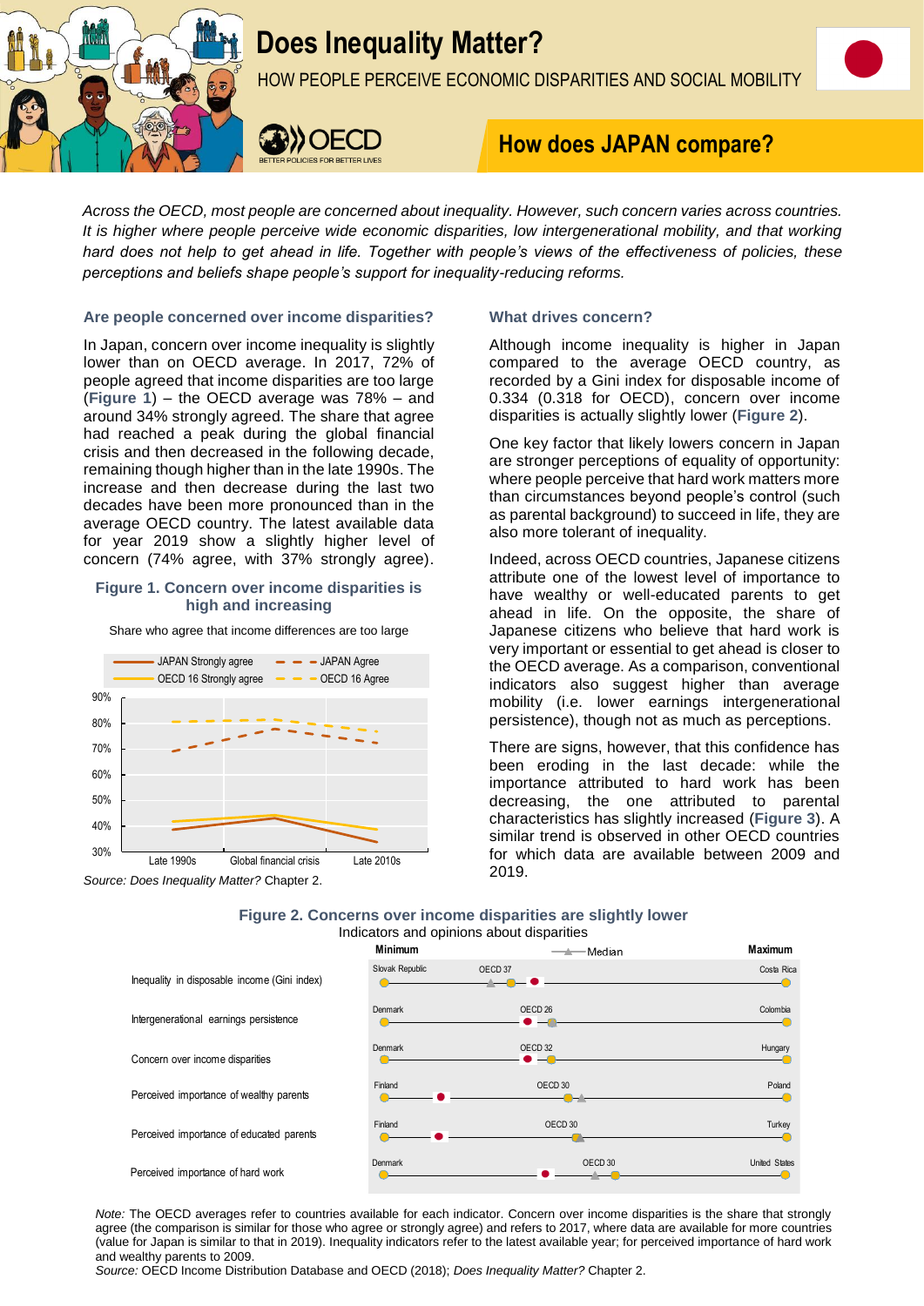# Does Inequality Matter?

HOW PEOPLE PERCEIVE ECONOMIC DISPARITIES AND SOCIAL MOBILITY

## How does JAPAN compare?

*Across the OECD, most people are concerned about inequality. However, such concern varies across countries. It is higher where people perceive wide economic disparities, low intergenerational mobility, and that working hard does not help to get ahead in life. Together with people's views of the effectiveness of policies, these perceptions and beliefs shape people's support for inequality-reducing reforms.*

### Are people concerned over income disparities?

In Japan, concern over income inequality is slightly lower than on OECD average. In 2017, 72% of people agreed that income disparities are too large (**Figure 1**) – the OECD average was 78% – and around 34% strongly agreed. The share that agree had reached a peak during the global financial crisis and then decreased in the following decade, remaining though higher than in the late 1990s. The increase and then decrease during the last two decades have been more pronounced than in the average OECD country. The latest available data for year 2019 show a slightly higher level of concern (74% agree, with 37% strongly agree).

**Figure 1. Concern over income disparities is high and increasing**

Share who agree that income differences are too large

*Source: Does Inequality Matter?* Chapter 2.

### What drives concern?

Although income inequality is higher in Japan compared to the average OECD country, as recorded by a Gini index for disposable income of 0.334 (0.318 for OECD), concern over income disparities is actually slightly lower (**Figure 2**).

One key factor that likely lowers concern in Japan are stronger perceptions of equality of opportunity: where people perceive that hard work matters more than circumstances beyond people's control (such as parental background) to succeed in life, they are also more tolerant of inequality.

Indeed, across OECD countries, Japanese citizens attribute one of the lowest level of importance to have wealthy or well-educated parents to get ahead in life. On the opposite, the share of Japanese citizens who believe that hard work is very important or essential to get ahead is closer to the OECD average. As a comparison, conventional indicators also suggest higher than average mobility (i.e. lower earnings intergenerational persistence), though not as much as perceptions.

There are signs, however, that this confidence has been eroding in the last decade: while the importance attributed to hard work has been decreasing, the one attributed to parental characteristics has slightly increased (**Figure 3**). A similar trend is observed in other OECD countries for which data are available between 2009 and 2019.

**Figure 2. Concerns over income disparities are slightly lower**

Indicators and opinions about disparities

*Note:* The OECD averages refer to countries available for each indicator. Concern over income disparities is the share that strongly agree (the comparison is similar for those who agree or strongly agree) and refers to 2017, where data are available for more countries (value for Japan is similar to that in 2019). Inequality indicators refer to the latest available year; for perceived importance of hard work and wealthy parents to 2009.

*Source:* OECD Income Distribution Database and OECD (2018); *Does Inequality Matter?* Chapter 2.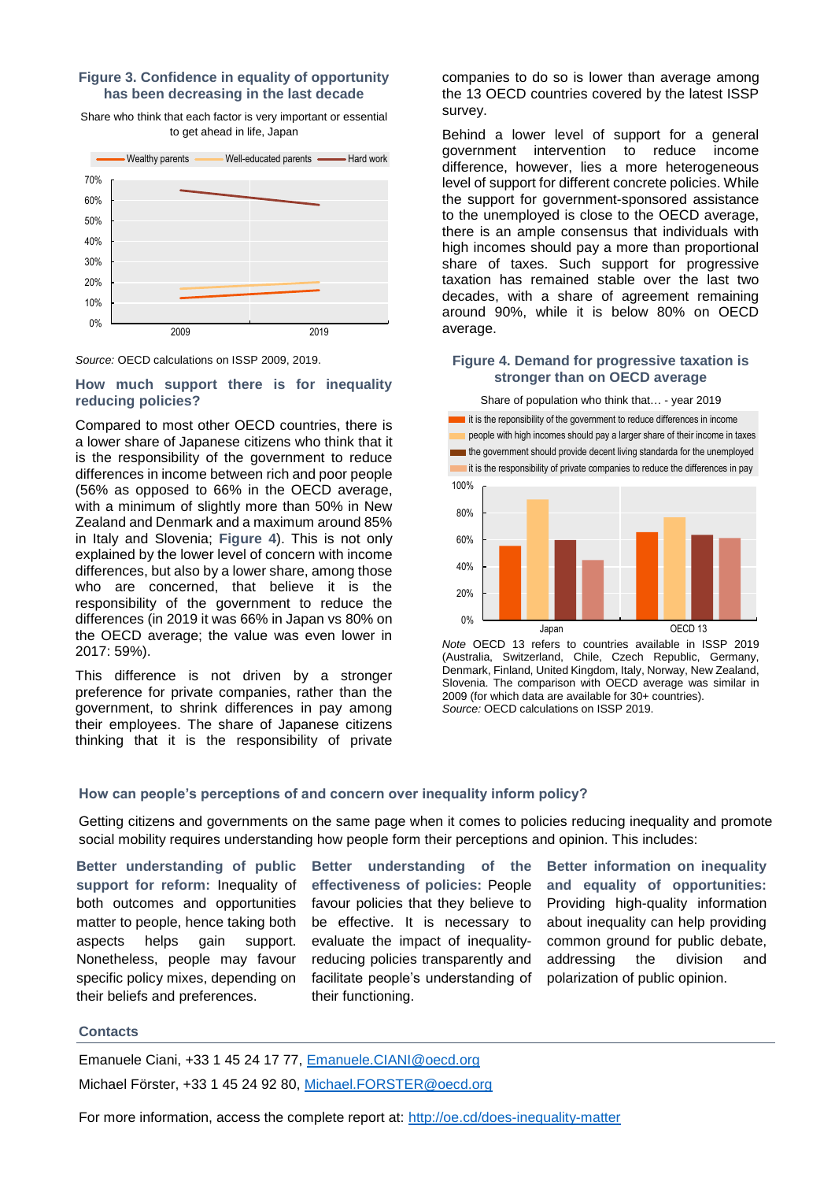**Figure 3. Confidence in equality of opportunity has been decreasing in the last decade**

Share who think that each factor is very important or essential to get ahead in life, Japan

Wealthy parents
Well-educated parents
Hard work

70%
60%
50%
40%
30%
20%
10%
0%

2009
2019

*Source:* OECD calculations on ISSP 2009, 2019.

### How much support there is for inequality reducing policies?

Compared to most other OECD countries, there is a lower share of Japanese citizens who think that it is the responsibility of the government to reduce differences in income between rich and poor people (56% as opposed to 66% in the OECD average, with a minimum of slightly more than 50% in New Zealand and Denmark and a maximum around 85% in Italy and Slovenia; **Figure 4**). This is not only explained by the lower level of concern with income differences, but also by a lower share, among those who are concerned, that believe it is the responsibility of the government to reduce the differences (in 2019 it was 66% in Japan vs 80% on the OECD average; the value was even lower in 2017: 59%).

This difference is not driven by a stronger preference for private companies, rather than the government, to shrink differences in pay among their employees. The share of Japanese citizens thinking that it is the responsibility of private companies to do so is lower than average among the 13 OECD countries covered by the latest ISSP survey.

Behind a lower level of support for a general government intervention to reduce income difference, however, lies a more heterogeneous level of support for different concrete policies. While the support for government-sponsored assistance to the unemployed is close to the OECD average, there is an ample consensus that individuals with high incomes should pay a more than proportional share of taxes. Such support for progressive taxation has remained stable over the last two decades, with a share of agreement remaining around 90%, while it is below 80% on OECD average.

**Figure 4. Demand for progressive taxation is stronger than on OECD average**

Share of population who think that… - year 2019

it is the reponsibility of the government to reduce differences in income
people with high incomes should pay a larger share of their income in taxes
the government should provide decent living standarda for the unemployed
it is the responsibility of private companies to reduce the differences in pay

100%
80%
60%
40%
20%
0%

Japan
OECD 13

*Note* OECD 13 refers to countries available in ISSP 2019 (Australia, Switzerland, Chile, Czech Republic, Germany, Denmark, Finland, United Kingdom, Italy, Norway, New Zealand, Slovenia. The comparison with OECD average was similar in 2009 (for which data are available for 30+ countries).
*Source:* OECD calculations on ISSP 2019.

### How can people's perceptions of and concern over inequality inform policy?

Getting citizens and governments on the same page when it comes to policies reducing inequality and promote social mobility requires understanding how people form their perceptions and opinion. This includes:

**Better understanding of public support for reform:** Inequality of both outcomes and opportunities matter to people, hence taking both aspects helps gain support. Nonetheless, people may favour specific policy mixes, depending on their beliefs and preferences.

**Better understanding of the effectiveness of policies:** People favour policies that they believe to be effective. It is necessary to evaluate the impact of inequality-reducing policies transparently and facilitate people's understanding of their functioning.

**Better information on inequality and equality of opportunities:** Providing high-quality information about inequality can help providing common ground for public debate, addressing the division and polarization of public opinion.

### Contacts

Emanuele Ciani, +33 1 45 24 17 77, Emanuele.CIANI@oecd.org

Michael Förster, +33 1 45 24 92 80, Michael.FORSTER@oecd.org

For more information, access the complete report at: http://oe.cd/does-inequality-matter